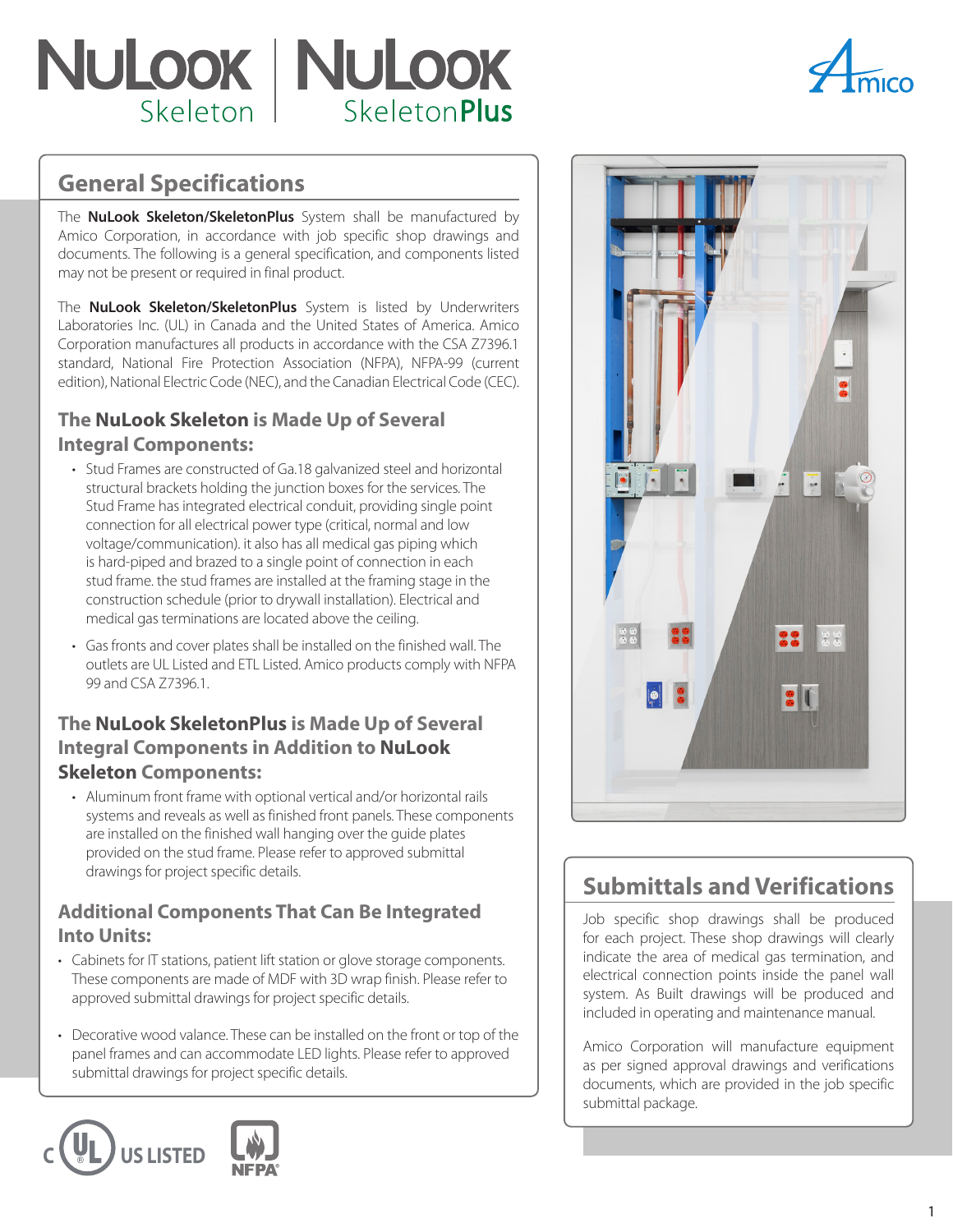# NuLook Skeleton | NuLook SkeletonPlus

## General Specifications

The **NuLook Skeleton/SkeletonPlus** System shall be manufactured by Amico Corporation, in accordance with job specific shop drawings and documents. The following is a general specification, and components listed may not be present or required in final product.

The **NuLook Skeleton/SkeletonPlus** System is listed by Underwriters Laboratories Inc. (UL) in Canada and the United States of America. Amico Corporation manufactures all products in accordance with the CSA Z7396.1 standard, National Fire Protection Association (NFPA), NFPA-99 (current edition), National Electric Code (NEC), and the Canadian Electrical Code (CEC).

### The **NuLook Skeleton** is Made Up of Several Integral Components:

- Stud Frames are constructed of Ga.18 galvanized steel and horizontal structural brackets holding the junction boxes for the services. The Stud Frame has integrated electrical conduit, providing single point connection for all electrical power type (critical, normal and low voltage/communication). it also has all medical gas piping which is hard-piped and brazed to a single point of connection in each stud frame. the stud frames are installed at the framing stage in the construction schedule (prior to drywall installation). Electrical and medical gas terminations are located above the ceiling.
- Gas fronts and cover plates shall be installed on the finished wall. The outlets are UL Listed and ETL Listed. Amico products comply with NFPA 99 and CSA Z7396.1.

### The **NuLook SkeletonPlus** is Made Up of Several Integral Components in Addition to **NuLook Skeleton** Components:

- Aluminum front frame with optional vertical and/or horizontal rails systems and reveals as well as finished front panels. These components are installed on the finished wall hanging over the guide plates provided on the stud frame. Please refer to approved submittal drawings for project specific details.

### Additional Components That Can Be Integrated Into Units:

- Cabinets for IT stations, patient lift station or glove storage components. These components are made of MDF with 3D wrap finish. Please refer to approved submittal drawings for project specific details.
- Decorative wood valance. These can be installed on the front or top of the panel frames and can accommodate LED lights. Please refer to approved submittal drawings for project specific details.

## Submittals and Verifications

Job specific shop drawings shall be produced for each project. These shop drawings will clearly indicate the area of medical gas termination, and electrical connection points inside the panel wall system. As Built drawings will be produced and included in operating and maintenance manual.

Amico Corporation will manufacture equipment as per signed approval drawings and verifications documents, which are provided in the job specific submittal package.

C UL US LISTED NFPA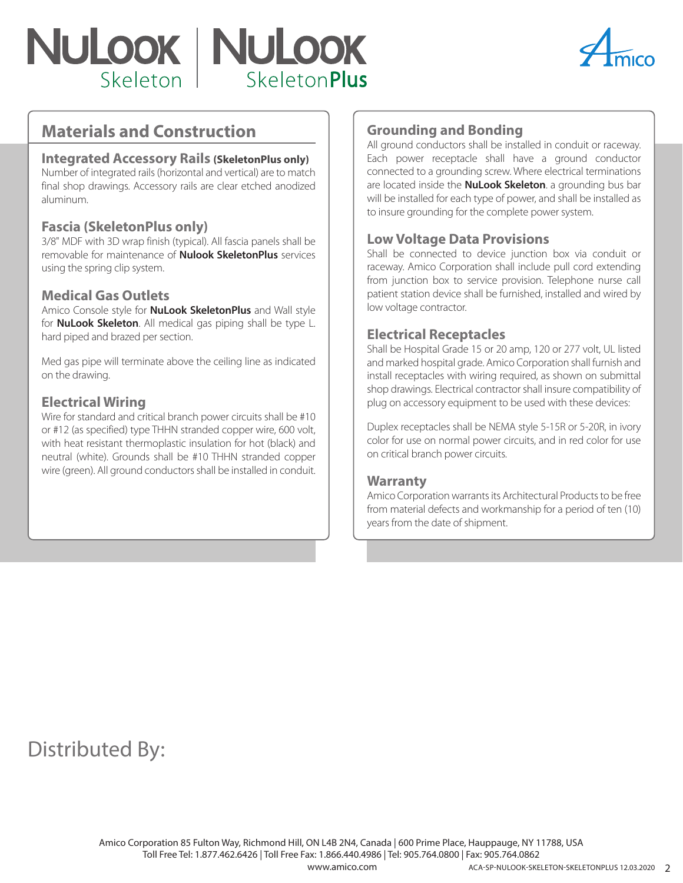# NuLook Skeleton | NuLook SkeletonPlus

## Materials and Construction

### Integrated Accessory Rails (SkeletonPlus only)

Number of integrated rails (horizontal and vertical) are to match final shop drawings. Accessory rails are clear etched anodized aluminum.

### Fascia (SkeletonPlus only)

3/8" MDF with 3D wrap finish (typical). All fascia panels shall be removable for maintenance of **Nulook SkeletonPlus** services using the spring clip system.

### Medical Gas Outlets

Amico Console style for **NuLook SkeletonPlus** and Wall style for **NuLook Skeleton**. All medical gas piping shall be type L. hard piped and brazed per section.

Med gas pipe will terminate above the ceiling line as indicated on the drawing.

### Electrical Wiring

Wire for standard and critical branch power circuits shall be #10 or #12 (as specified) type THHN stranded copper wire, 600 volt, with heat resistant thermoplastic insulation for hot (black) and neutral (white). Grounds shall be #10 THHN stranded copper wire (green). All ground conductors shall be installed in conduit.

### Grounding and Bonding

All ground conductors shall be installed in conduit or raceway. Each power receptacle shall have a ground conductor connected to a grounding screw. Where electrical terminations are located inside the **NuLook Skeleton**. a grounding bus bar will be installed for each type of power, and shall be installed as to insure grounding for the complete power system.

### Low Voltage Data Provisions

Shall be connected to device junction box via conduit or raceway. Amico Corporation shall include pull cord extending from junction box to service provision. Telephone nurse call patient station device shall be furnished, installed and wired by low voltage contractor.

### Electrical Receptacles

Shall be Hospital Grade 15 or 20 amp, 120 or 277 volt, UL listed and marked hospital grade. Amico Corporation shall furnish and install receptacles with wiring required, as shown on submittal shop drawings. Electrical contractor shall insure compatibility of plug on accessory equipment to be used with these devices:

Duplex receptacles shall be NEMA style 5-15R or 5-20R, in ivory color for use on normal power circuits, and in red color for use on critical branch power circuits.

### Warranty

Amico Corporation warrants its Architectural Products to be free from material defects and workmanship for a period of ten (10) years from the date of shipment.

Distributed By:

Amico Corporation 85 Fulton Way, Richmond Hill, ON L4B 2N4, Canada | 600 Prime Place, Hauppauge, NY 11788, USA
Toll Free Tel: 1.877.462.6426 | Toll Free Fax: 1.866.440.4986 | Tel: 905.764.0800 | Fax: 905.764.0862
www.amico.com

ACA-SP-NULOOK-SKELETON-SKELETONPLUS 12.03.2020